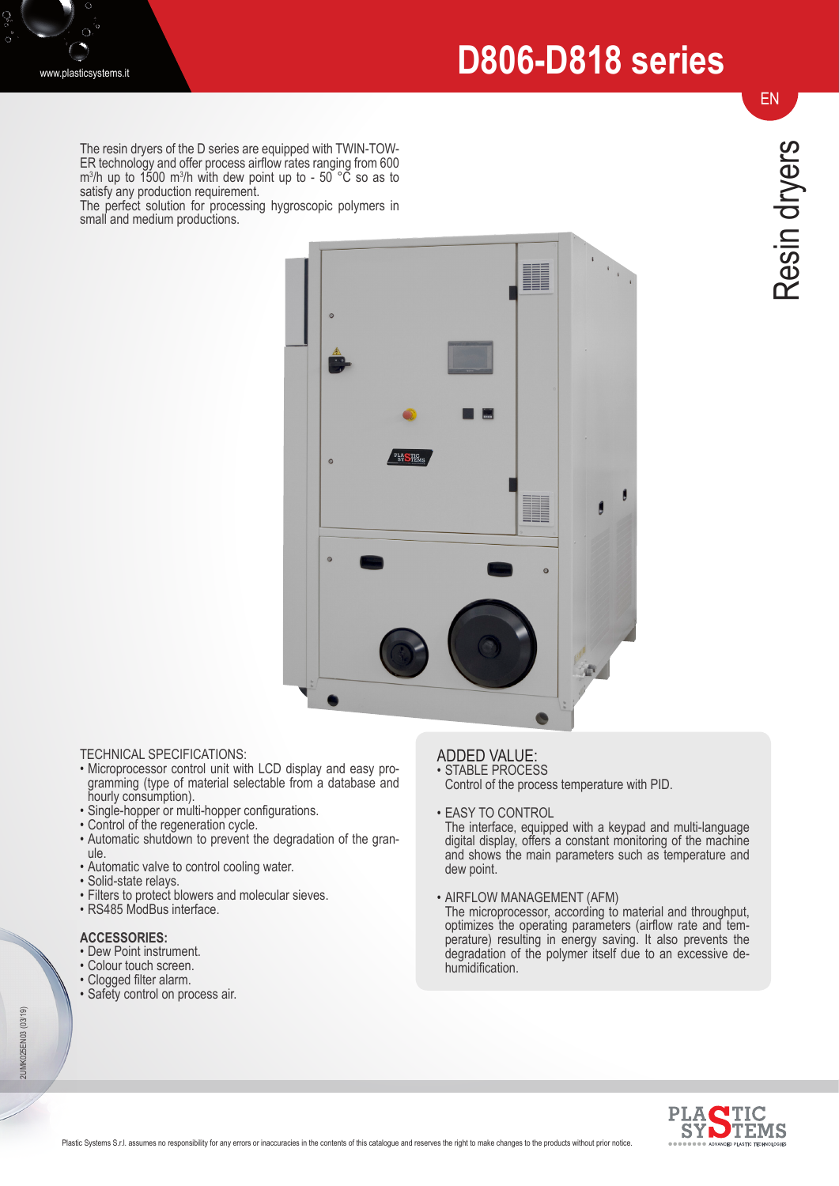# D806-D818 series

EN

Resin dryers

The resin dryers of the D series are equipped with TWIN-TOWER technology and offer process airflow rates ranging from 600 $m^3$/h up to 1500 $m^3$/h with dew point up to - 50 °C so as to satisfy any production requirement.
The perfect solution for processing hygroscopic polymers in small and medium productions.

TECHNICAL SPECIFICATIONS:

- Microprocessor control unit with LCD display and easy programming (type of material selectable from a database and hourly consumption).
- Single-hopper or multi-hopper configurations.
- Control of the regeneration cycle.
- Automatic shutdown to prevent the degradation of the granule.
- Automatic valve to control cooling water.
- Solid-state relays.
- Filters to protect blowers and molecular sieves.
- RS485 ModBus interface.

**ACCESSORIES:**

- Dew Point instrument.
- Colour touch screen.
- Clogged filter alarm.
- Safety control on process air.

ADDED VALUE:

- STABLE PROCESS
  Control of the process temperature with PID.

- EASY TO CONTROL
  The interface, equipped with a keypad and multi-language digital display, offers a constant monitoring of the machine and shows the main parameters such as temperature and dew point.

- AIRFLOW MANAGEMENT (AFM)
  The microprocessor, according to material and throughput, optimizes the operating parameters (airflow rate and temperature) resulting in energy saving. It also prevents the degradation of the polymer itself due to an excessive dehumidification.

2UMK025EN03 (03/19)

Plastic Systems S.r.l. assumes no responsibility for any errors or inaccuracies in the contents of this catalogue and reserves the right to make changes to the products without prior notice.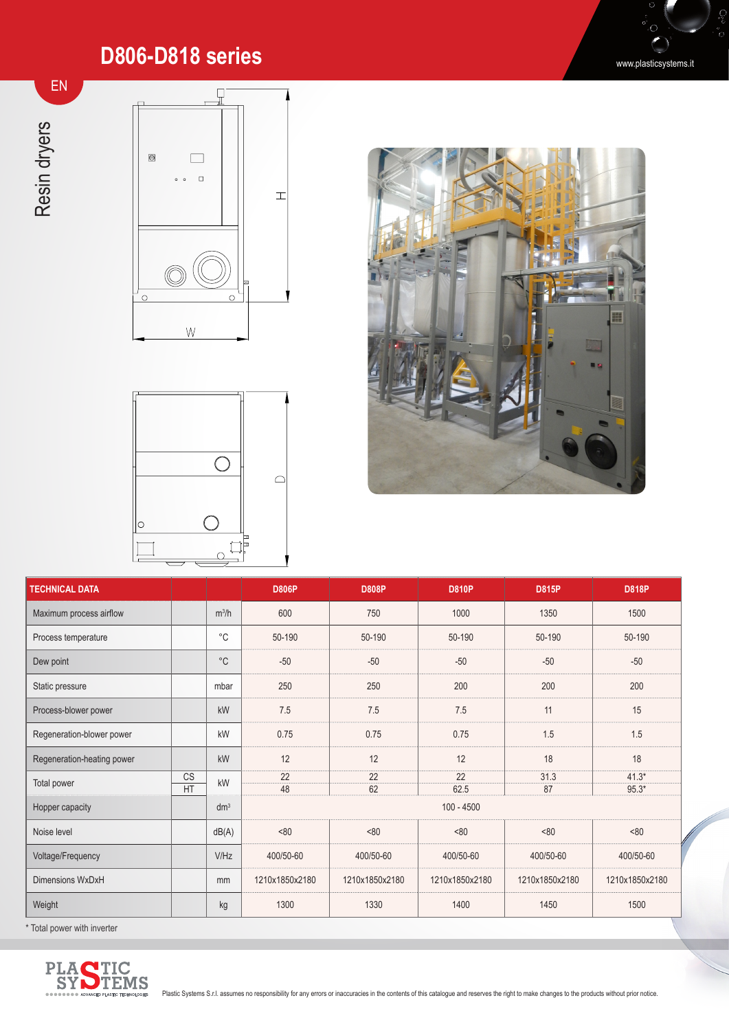# D806-D818 series

EN

Resin dryers

W

H

D

| TECHNICAL DATA | | | D806P | D808P | D810P | D815P | D818P |
|---|---|---|---|---|---|---|---|
| Maximum process airflow | | $m^3/h$ | 600 | 750 | 1000 | 1350 | 1500 |
| Process temperature | | °C | 50-190 | 50-190 | 50-190 | 50-190 | 50-190 |
| Dew point | | °C | -50 | -50 | -50 | -50 | -50 |
| Static pressure | | mbar | 250 | 250 | 200 | 200 | 200 |
| Process-blower power | | kW | 7.5 | 7.5 | 7.5 | 11 | 15 |
| Regeneration-blower power | | kW | 0.75 | 0.75 | 0.75 | 1.5 | 1.5 |
| Regeneration-heating power | | kW | 12 | 12 | 12 | 18 | 18 |
| Total power | CS | kW | 22 | 22 | 22 | 31.3 | 41.3* |
| | HT | | 48 | 62 | 62.5 | 87 | 95.3* |
| Hopper capacity | | $dm^3$ | 100 - 4500 | | | | |
| Noise level | | dB(A) | <80 | <80 | <80 | <80 | <80 |
| Voltage/Frequency | | V/Hz | 400/50-60 | 400/50-60 | 400/50-60 | 400/50-60 | 400/50-60 |
| Dimensions WxDxH | | mm | 1210x1850x2180 | 1210x1850x2180 | 1210x1850x2180 | 1210x1850x2180 | 1210x1850x2180 |
| Weight | | kg | 1300 | 1330 | 1400 | 1450 | 1500 |

\* Total power with inverter

Plastic Systems S.r.l. assumes no responsibility for any errors or inaccuracies in the contents of this catalogue and reserves the right to make changes to the products without prior notice.